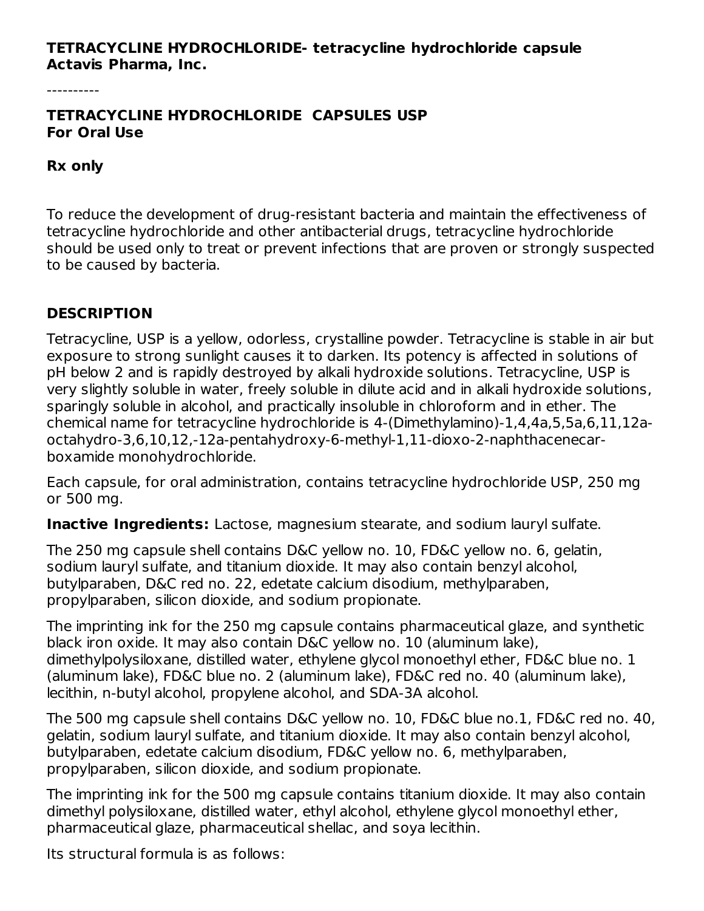**TETRACYCLINE HYDROCHLORIDE- tetracycline hydrochloride capsule**
**Actavis Pharma, Inc.**

----------

# TETRACYCLINE HYDROCHLORIDE CAPSULES USP
**For Oral Use**

**Rx only**

To reduce the development of drug-resistant bacteria and maintain the effectiveness of tetracycline hydrochloride and other antibacterial drugs, tetracycline hydrochloride should be used only to treat or prevent infections that are proven or strongly suspected to be caused by bacteria.

## DESCRIPTION

Tetracycline, USP is a yellow, odorless, crystalline powder. Tetracycline is stable in air but exposure to strong sunlight causes it to darken. Its potency is affected in solutions of pH below 2 and is rapidly destroyed by alkali hydroxide solutions. Tetracycline, USP is very slightly soluble in water, freely soluble in dilute acid and in alkali hydroxide solutions, sparingly soluble in alcohol, and practically insoluble in chloroform and in ether. The chemical name for tetracycline hydrochloride is 4-(Dimethylamino)-1,4,4a,5,5a,6,11,12a-octahydro-3,6,10,12,-12a-pentahydroxy-6-methyl-1,11-dioxo-2-naphthacenecar-boxamide monohydrochloride.

Each capsule, for oral administration, contains tetracycline hydrochloride USP, 250 mg or 500 mg.

**Inactive Ingredients:** Lactose, magnesium stearate, and sodium lauryl sulfate.

The 250 mg capsule shell contains D&C yellow no. 10, FD&C yellow no. 6, gelatin, sodium lauryl sulfate, and titanium dioxide. It may also contain benzyl alcohol, butylparaben, D&C red no. 22, edetate calcium disodium, methylparaben, propylparaben, silicon dioxide, and sodium propionate.

The imprinting ink for the 250 mg capsule contains pharmaceutical glaze, and synthetic black iron oxide. It may also contain D&C yellow no. 10 (aluminum lake), dimethylpolysiloxane, distilled water, ethylene glycol monoethyl ether, FD&C blue no. 1 (aluminum lake), FD&C blue no. 2 (aluminum lake), FD&C red no. 40 (aluminum lake), lecithin, n-butyl alcohol, propylene alcohol, and SDA-3A alcohol.

The 500 mg capsule shell contains D&C yellow no. 10, FD&C blue no.1, FD&C red no. 40, gelatin, sodium lauryl sulfate, and titanium dioxide. It may also contain benzyl alcohol, butylparaben, edetate calcium disodium, FD&C yellow no. 6, methylparaben, propylparaben, silicon dioxide, and sodium propionate.

The imprinting ink for the 500 mg capsule contains titanium dioxide. It may also contain dimethyl polysiloxane, distilled water, ethyl alcohol, ethylene glycol monoethyl ether, pharmaceutical glaze, pharmaceutical shellac, and soya lecithin.

Its structural formula is as follows: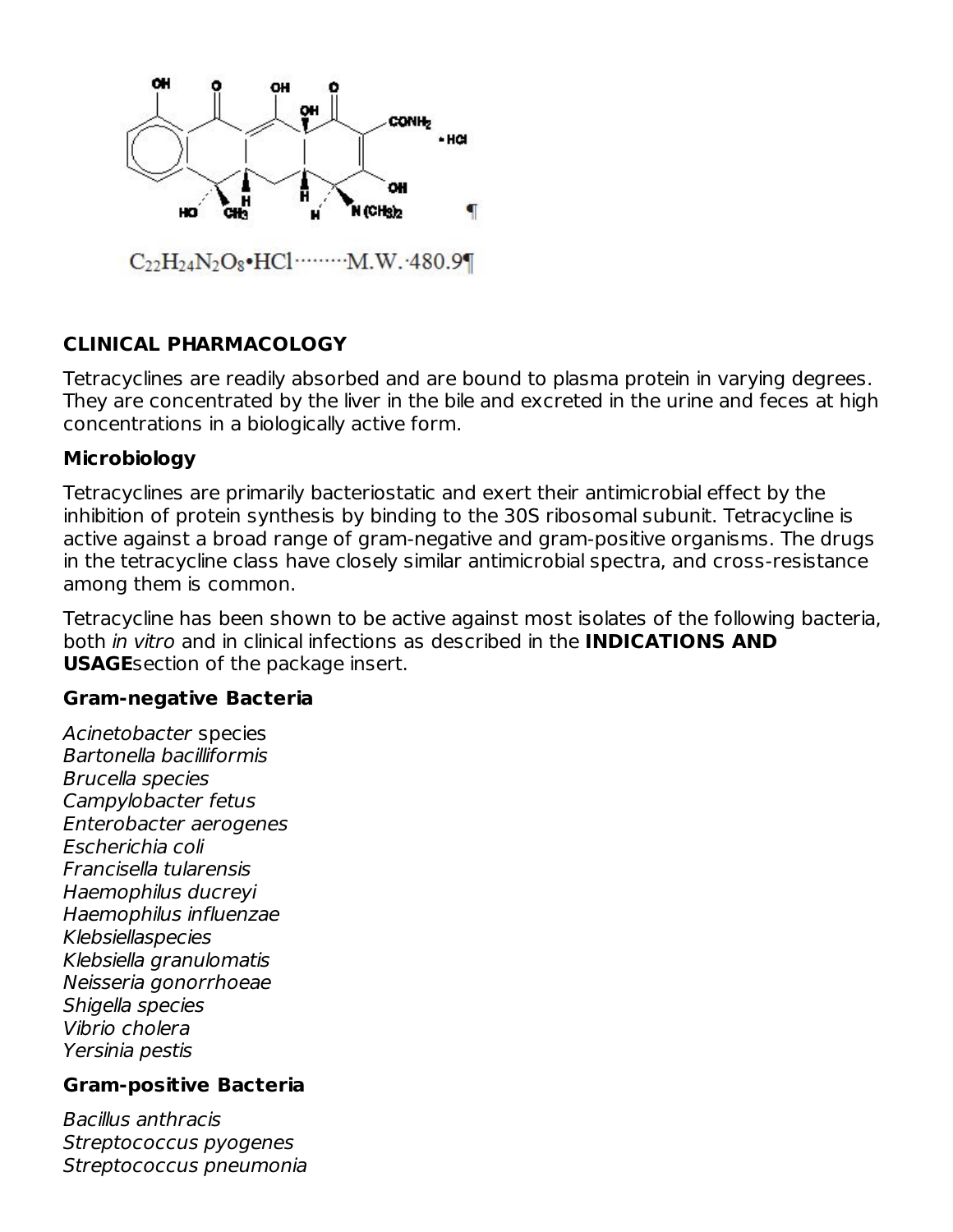$C_{22}H_{24}N_2O_8 \cdot HCl$ ........ M.W. 480.9

## CLINICAL PHARMACOLOGY

Tetracyclines are readily absorbed and are bound to plasma protein in varying degrees. They are concentrated by the liver in the bile and excreted in the urine and feces at high concentrations in a biologically active form.

### Microbiology

Tetracyclines are primarily bacteriostatic and exert their antimicrobial effect by the inhibition of protein synthesis by binding to the 30S ribosomal subunit. Tetracycline is active against a broad range of gram-negative and gram-positive organisms. The drugs in the tetracycline class have closely similar antimicrobial spectra, and cross-resistance among them is common.

Tetracycline has been shown to be active against most isolates of the following bacteria, both *in vitro* and in clinical infections as described in the **INDICATIONS AND USAGE**section of the package insert.

#### Gram-negative Bacteria

*Acinetobacter* species
*Bartonella bacilliformis*
*Brucella species*
*Campylobacter fetus*
*Enterobacter aerogenes*
*Escherichia coli*
*Francisella tularensis*
*Haemophilus ducreyi*
*Haemophilus influenzae*
*Klebsiellaspecies*
*Klebsiella granulomatis*
*Neisseria gonorrhoeae*
*Shigella species*
*Vibrio cholera*
*Yersinia pestis*

#### Gram-positive Bacteria

*Bacillus anthracis*
*Streptococcus pyogenes*
*Streptococcus pneumonia*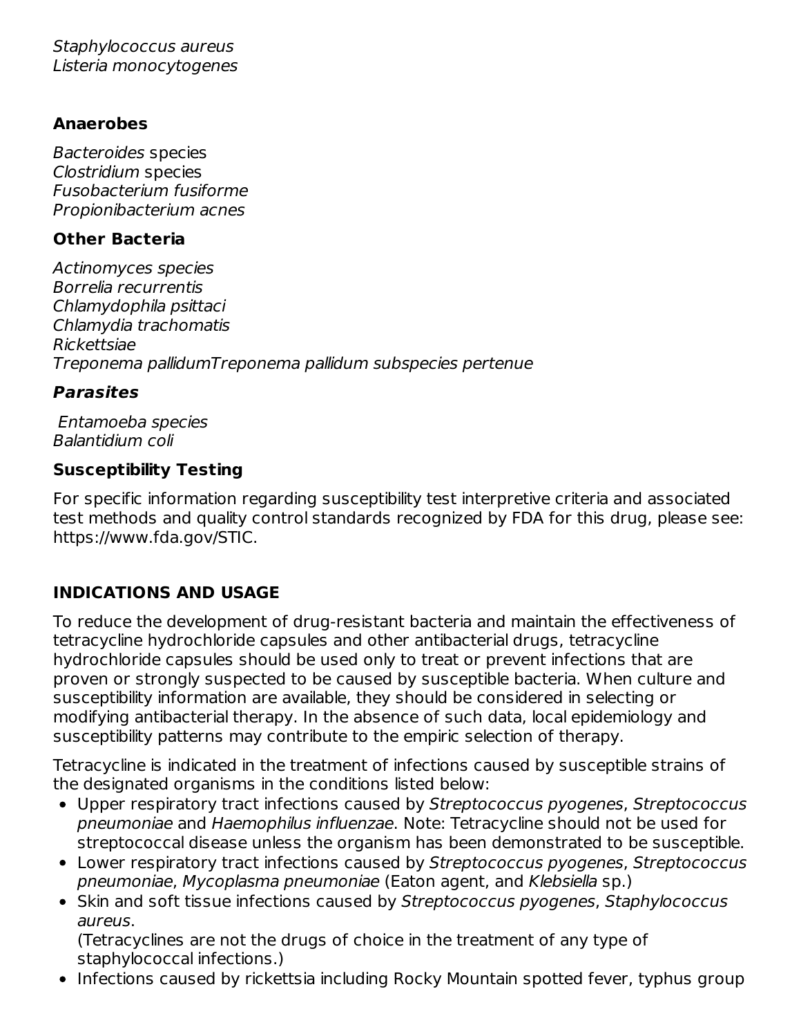*Staphylococcus aureus*
*Listeria monocytogenes*

**Anaerobes**

*Bacteroides* species
*Clostridium* species
*Fusobacterium fusiforme*
*Propionibacterium acnes*

**Other Bacteria**

*Actinomyces species*
*Borrelia recurrentis*
*Chlamydophila psittaci*
*Chlamydia trachomatis*
*Rickettsiae*
*Treponema pallidumTreponema pallidum subspecies pertenue*

***Parasites***

*Entamoeba species*
*Balantidium coli*

**Susceptibility Testing**

For specific information regarding susceptibility test interpretive criteria and associated test methods and quality control standards recognized by FDA for this drug, please see: https://www.fda.gov/STIC.

## INDICATIONS AND USAGE

To reduce the development of drug-resistant bacteria and maintain the effectiveness of tetracycline hydrochloride capsules and other antibacterial drugs, tetracycline hydrochloride capsules should be used only to treat or prevent infections that are proven or strongly suspected to be caused by susceptible bacteria. When culture and susceptibility information are available, they should be considered in selecting or modifying antibacterial therapy. In the absence of such data, local epidemiology and susceptibility patterns may contribute to the empiric selection of therapy.

Tetracycline is indicated in the treatment of infections caused by susceptible strains of the designated organisms in the conditions listed below:

- Upper respiratory tract infections caused by *Streptococcus pyogenes*, *Streptococcus pneumoniae* and *Haemophilus influenzae*. Note: Tetracycline should not be used for streptococcal disease unless the organism has been demonstrated to be susceptible.
- Lower respiratory tract infections caused by *Streptococcus pyogenes*, *Streptococcus pneumoniae*, *Mycoplasma pneumoniae* (Eaton agent, and *Klebsiella* sp.)
- Skin and soft tissue infections caused by *Streptococcus pyogenes*, *Staphylococcus aureus*.
  (Tetracyclines are not the drugs of choice in the treatment of any type of staphylococcal infections.)
- Infections caused by rickettsia including Rocky Mountain spotted fever, typhus group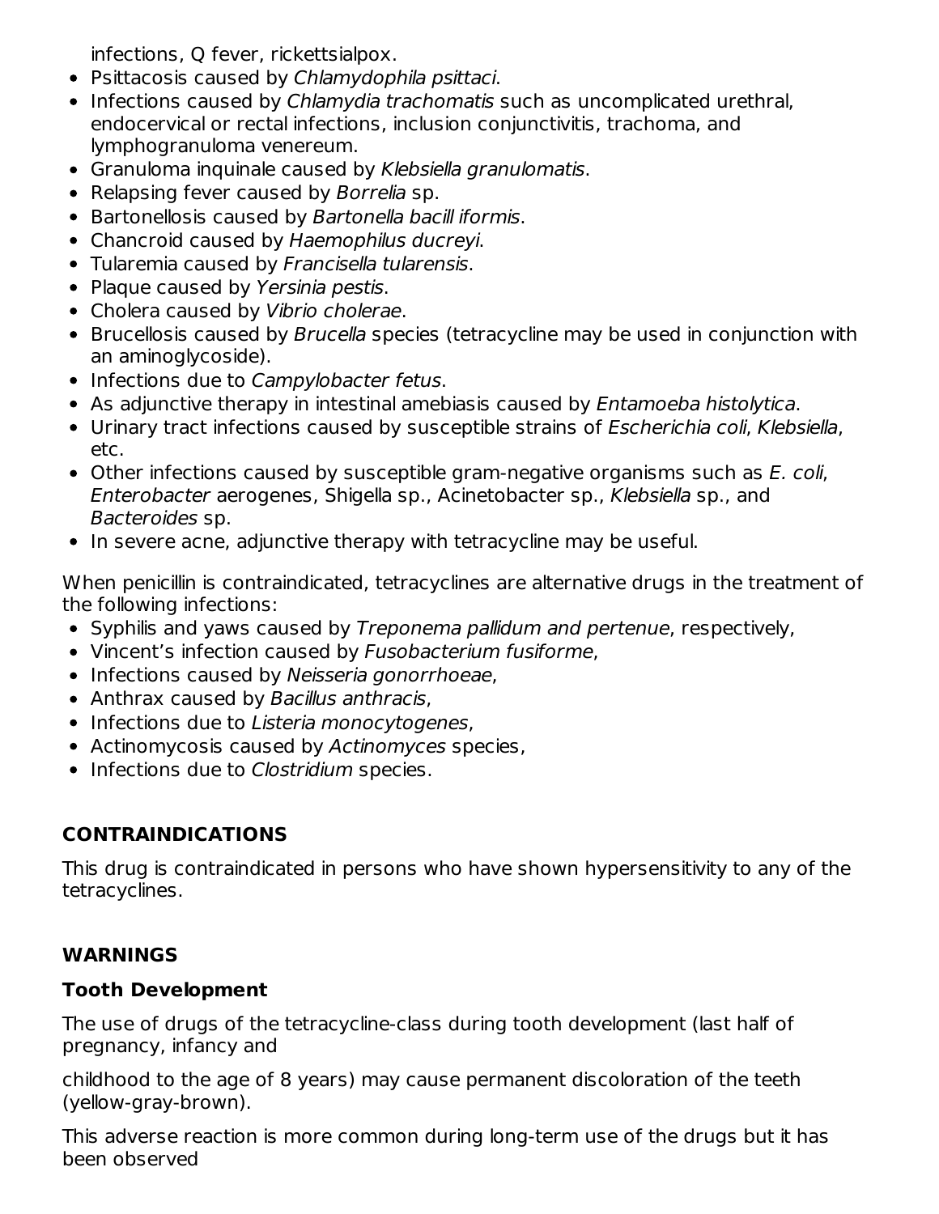infections, Q fever, rickettsialpox.

- Psittacosis caused by *Chlamydophila psittaci*.
- Infections caused by *Chlamydia trachomatis* such as uncomplicated urethral, endocervical or rectal infections, inclusion conjunctivitis, trachoma, and lymphogranuloma venereum.
- Granuloma inquinale caused by *Klebsiella granulomatis*.
- Relapsing fever caused by *Borrelia* sp.
- Bartonellosis caused by *Bartonella bacill iformis*.
- Chancroid caused by *Haemophilus ducreyi*.
- Tularemia caused by *Francisella tularensis*.
- Plaque caused by *Yersinia pestis*.
- Cholera caused by *Vibrio cholerae*.
- Brucellosis caused by *Brucella* species (tetracycline may be used in conjunction with an aminoglycoside).
- Infections due to *Campylobacter fetus*.
- As adjunctive therapy in intestinal amebiasis caused by *Entamoeba histolytica*.
- Urinary tract infections caused by susceptible strains of *Escherichia coli*, *Klebsiella*, etc.
- Other infections caused by susceptible gram-negative organisms such as *E. coli*, *Enterobacter* aerogenes, Shigella sp., Acinetobacter sp., *Klebsiella* sp., and *Bacteroides* sp.
- In severe acne, adjunctive therapy with tetracycline may be useful.

When penicillin is contraindicated, tetracyclines are alternative drugs in the treatment of the following infections:

- Syphilis and yaws caused by *Treponema pallidum and pertenue*, respectively,
- Vincent's infection caused by *Fusobacterium fusiforme*,
- Infections caused by *Neisseria gonorrhoeae*,
- Anthrax caused by *Bacillus anthracis*,
- Infections due to *Listeria monocytogenes*,
- Actinomycosis caused by *Actinomyces* species,
- Infections due to *Clostridium* species.

## CONTRAINDICATIONS

This drug is contraindicated in persons who have shown hypersensitivity to any of the tetracyclines.

## WARNINGS

### Tooth Development

The use of drugs of the tetracycline-class during tooth development (last half of pregnancy, infancy and

childhood to the age of 8 years) may cause permanent discoloration of the teeth (yellow-gray-brown).

This adverse reaction is more common during long-term use of the drugs but it has been observed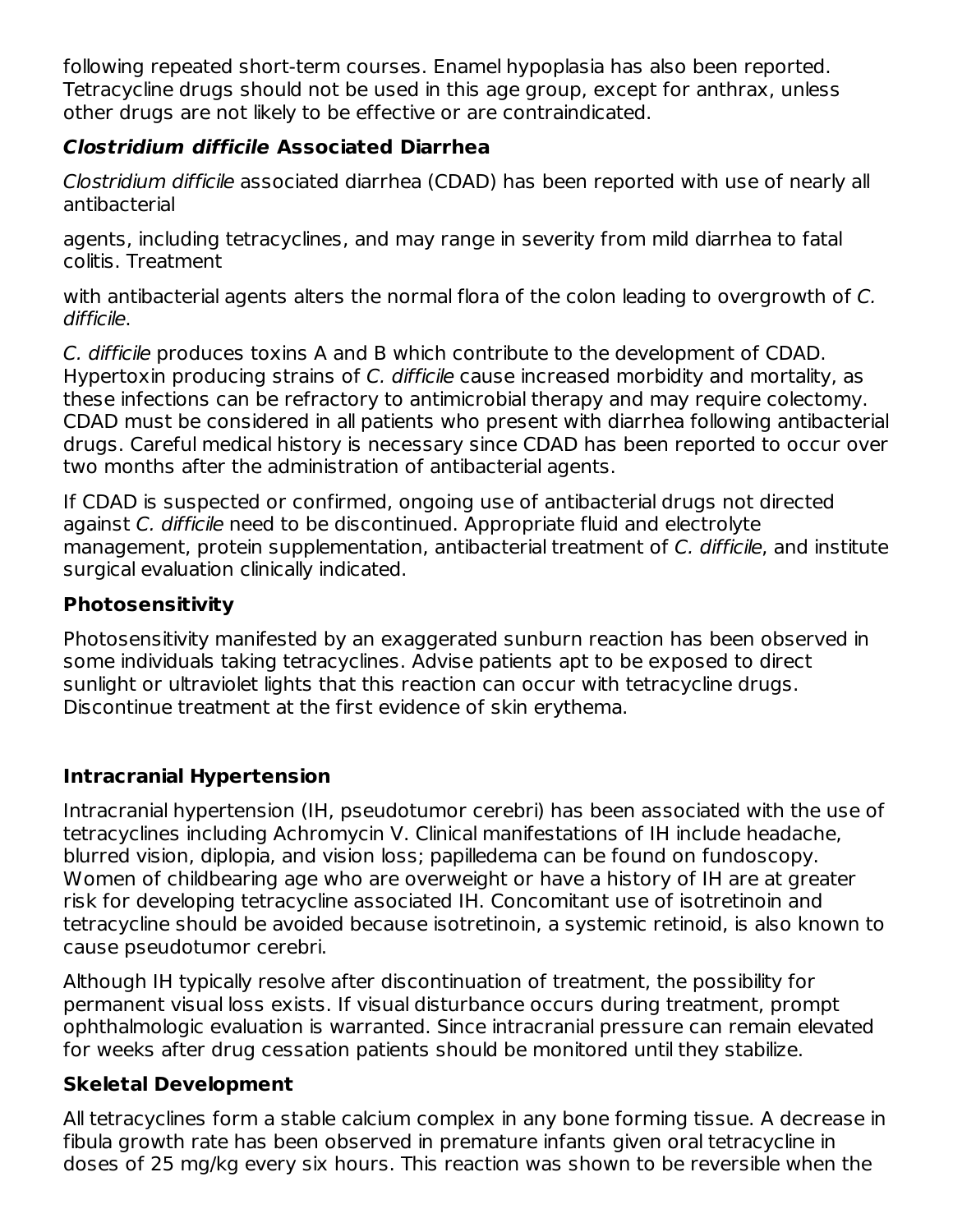following repeated short-term courses. Enamel hypoplasia has also been reported. Tetracycline drugs should not be used in this age group, except for anthrax, unless other drugs are not likely to be effective or are contraindicated.

### ***Clostridium difficile*** **Associated Diarrhea**

*Clostridium difficile* associated diarrhea (CDAD) has been reported with use of nearly all antibacterial

agents, including tetracyclines, and may range in severity from mild diarrhea to fatal colitis. Treatment

with antibacterial agents alters the normal flora of the colon leading to overgrowth of *C. difficile*.

*C. difficile* produces toxins A and B which contribute to the development of CDAD. Hypertoxin producing strains of *C. difficile* cause increased morbidity and mortality, as these infections can be refractory to antimicrobial therapy and may require colectomy. CDAD must be considered in all patients who present with diarrhea following antibacterial drugs. Careful medical history is necessary since CDAD has been reported to occur over two months after the administration of antibacterial agents.

If CDAD is suspected or confirmed, ongoing use of antibacterial drugs not directed against *C. difficile* need to be discontinued. Appropriate fluid and electrolyte management, protein supplementation, antibacterial treatment of *C. difficile*, and institute surgical evaluation clinically indicated.

### **Photosensitivity**

Photosensitivity manifested by an exaggerated sunburn reaction has been observed in some individuals taking tetracyclines. Advise patients apt to be exposed to direct sunlight or ultraviolet lights that this reaction can occur with tetracycline drugs. Discontinue treatment at the first evidence of skin erythema.

### **Intracranial Hypertension**

Intracranial hypertension (IH, pseudotumor cerebri) has been associated with the use of tetracyclines including Achromycin V. Clinical manifestations of IH include headache, blurred vision, diplopia, and vision loss; papilledema can be found on fundoscopy. Women of childbearing age who are overweight or have a history of IH are at greater risk for developing tetracycline associated IH. Concomitant use of isotretinoin and tetracycline should be avoided because isotretinoin, a systemic retinoid, is also known to cause pseudotumor cerebri.

Although IH typically resolve after discontinuation of treatment, the possibility for permanent visual loss exists. If visual disturbance occurs during treatment, prompt ophthalmologic evaluation is warranted. Since intracranial pressure can remain elevated for weeks after drug cessation patients should be monitored until they stabilize.

### **Skeletal Development**

All tetracyclines form a stable calcium complex in any bone forming tissue. A decrease in fibula growth rate has been observed in premature infants given oral tetracycline in doses of 25 mg/kg every six hours. This reaction was shown to be reversible when the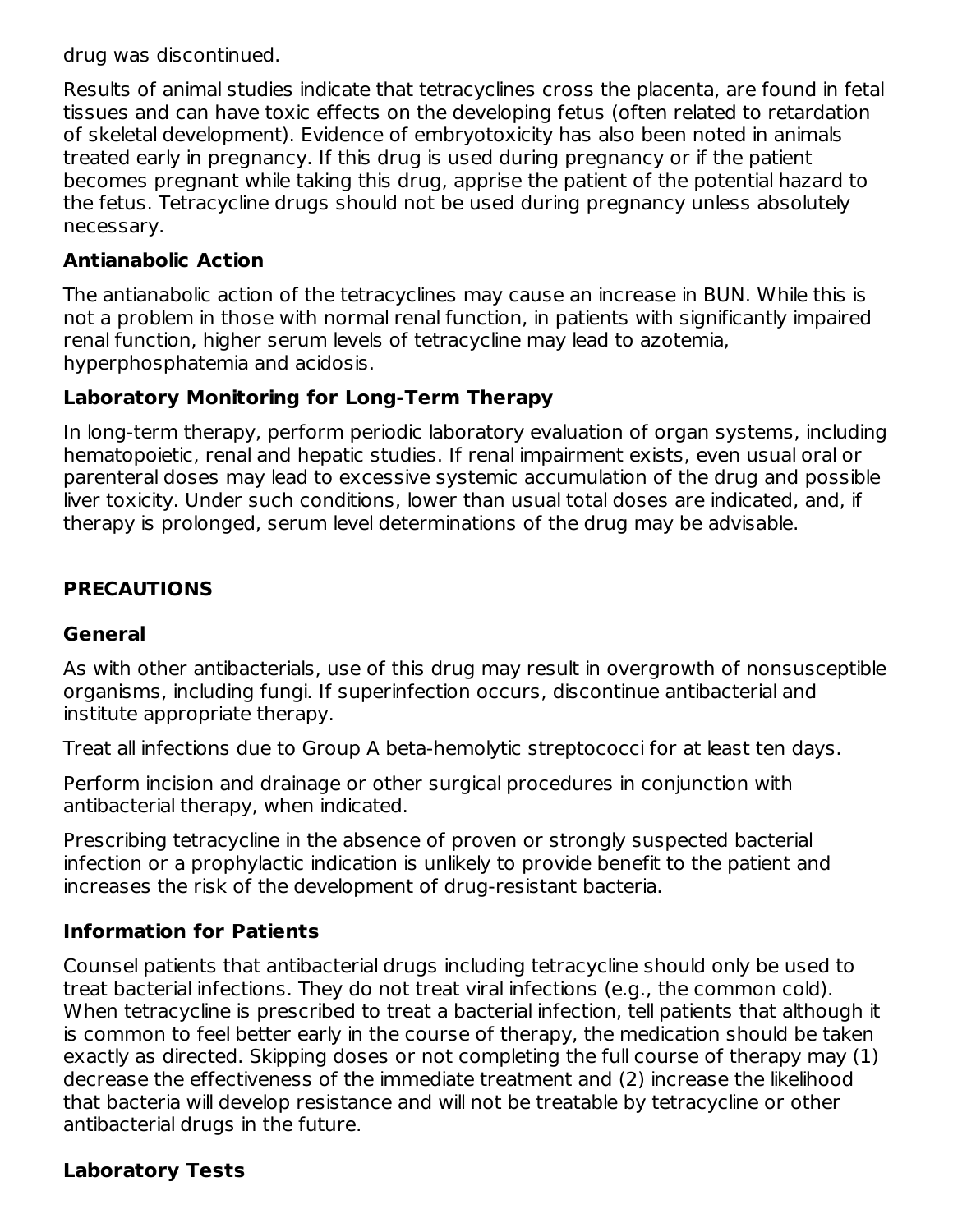drug was discontinued.

Results of animal studies indicate that tetracyclines cross the placenta, are found in fetal tissues and can have toxic effects on the developing fetus (often related to retardation of skeletal development). Evidence of embryotoxicity has also been noted in animals treated early in pregnancy. If this drug is used during pregnancy or if the patient becomes pregnant while taking this drug, apprise the patient of the potential hazard to the fetus. Tetracycline drugs should not be used during pregnancy unless absolutely necessary.

### Antianabolic Action

The antianabolic action of the tetracyclines may cause an increase in BUN. While this is not a problem in those with normal renal function, in patients with significantly impaired renal function, higher serum levels of tetracycline may lead to azotemia, hyperphosphatemia and acidosis.

### Laboratory Monitoring for Long-Term Therapy

In long-term therapy, perform periodic laboratory evaluation of organ systems, including hematopoietic, renal and hepatic studies. If renal impairment exists, even usual oral or parenteral doses may lead to excessive systemic accumulation of the drug and possible liver toxicity. Under such conditions, lower than usual total doses are indicated, and, if therapy is prolonged, serum level determinations of the drug may be advisable.

## PRECAUTIONS

### General

As with other antibacterials, use of this drug may result in overgrowth of nonsusceptible organisms, including fungi. If superinfection occurs, discontinue antibacterial and institute appropriate therapy.

Treat all infections due to Group A beta-hemolytic streptococci for at least ten days.

Perform incision and drainage or other surgical procedures in conjunction with antibacterial therapy, when indicated.

Prescribing tetracycline in the absence of proven or strongly suspected bacterial infection or a prophylactic indication is unlikely to provide benefit to the patient and increases the risk of the development of drug-resistant bacteria.

### Information for Patients

Counsel patients that antibacterial drugs including tetracycline should only be used to treat bacterial infections. They do not treat viral infections (e.g., the common cold). When tetracycline is prescribed to treat a bacterial infection, tell patients that although it is common to feel better early in the course of therapy, the medication should be taken exactly as directed. Skipping doses or not completing the full course of therapy may (1) decrease the effectiveness of the immediate treatment and (2) increase the likelihood that bacteria will develop resistance and will not be treatable by tetracycline or other antibacterial drugs in the future.

### Laboratory Tests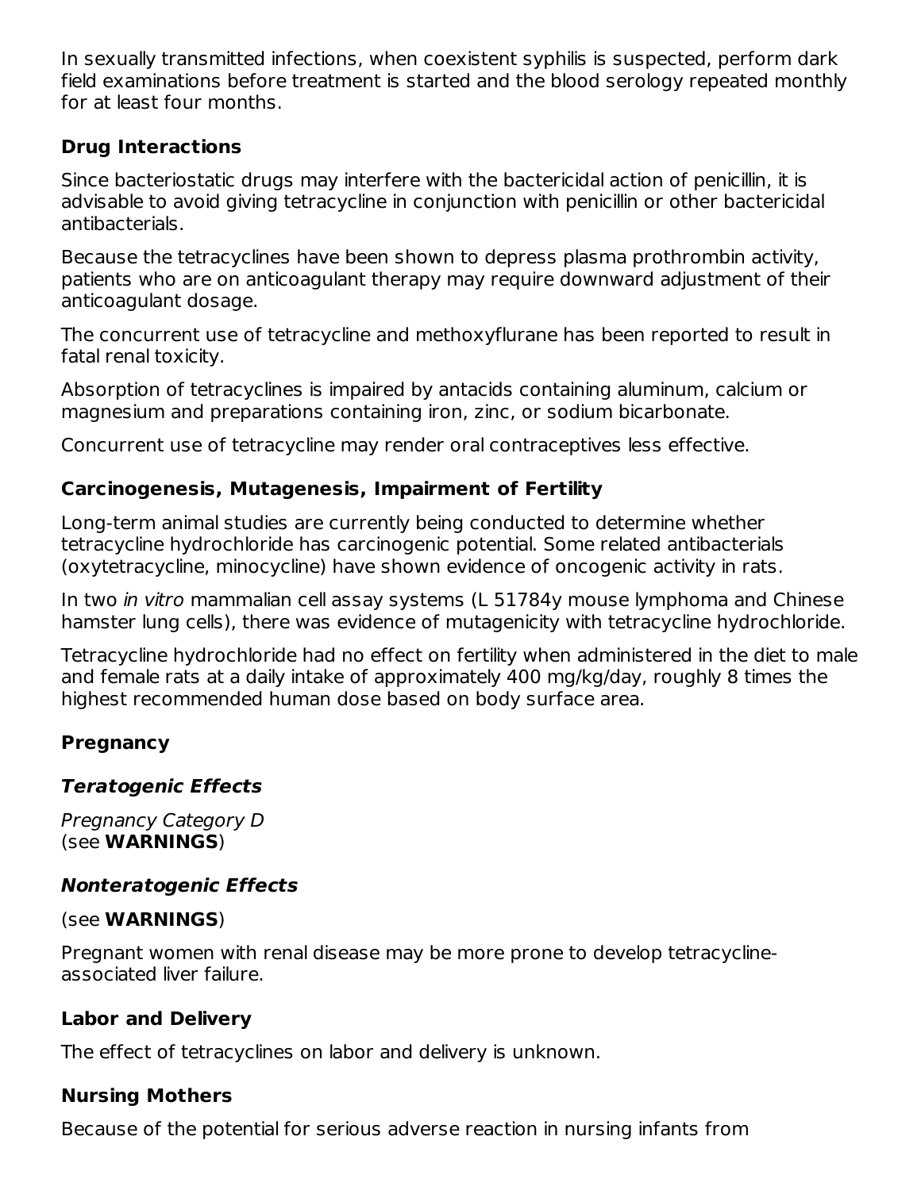In sexually transmitted infections, when coexistent syphilis is suspected, perform dark field examinations before treatment is started and the blood serology repeated monthly for at least four months.

### Drug Interactions

Since bacteriostatic drugs may interfere with the bactericidal action of penicillin, it is advisable to avoid giving tetracycline in conjunction with penicillin or other bactericidal antibacterials.

Because the tetracyclines have been shown to depress plasma prothrombin activity, patients who are on anticoagulant therapy may require downward adjustment of their anticoagulant dosage.

The concurrent use of tetracycline and methoxyflurane has been reported to result in fatal renal toxicity.

Absorption of tetracyclines is impaired by antacids containing aluminum, calcium or magnesium and preparations containing iron, zinc, or sodium bicarbonate.

Concurrent use of tetracycline may render oral contraceptives less effective.

### Carcinogenesis, Mutagenesis, Impairment of Fertility

Long-term animal studies are currently being conducted to determine whether tetracycline hydrochloride has carcinogenic potential. Some related antibacterials (oxytetracycline, minocycline) have shown evidence of oncogenic activity in rats.

In two *in vitro* mammalian cell assay systems (L 51784y mouse lymphoma and Chinese hamster lung cells), there was evidence of mutagenicity with tetracycline hydrochloride.

Tetracycline hydrochloride had no effect on fertility when administered in the diet to male and female rats at a daily intake of approximately 400 mg/kg/day, roughly 8 times the highest recommended human dose based on body surface area.

### Pregnancy

#### *Teratogenic Effects*

*Pregnancy Category D*
(see **WARNINGS**)

#### *Nonteratogenic Effects*

(see **WARNINGS**)

Pregnant women with renal disease may be more prone to develop tetracycline-associated liver failure.

### Labor and Delivery

The effect of tetracyclines on labor and delivery is unknown.

### Nursing Mothers

Because of the potential for serious adverse reaction in nursing infants from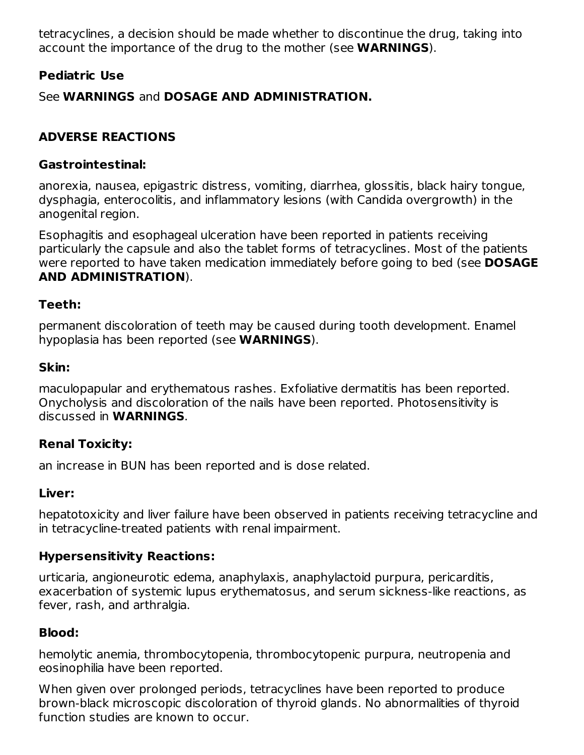tetracyclines, a decision should be made whether to discontinue the drug, taking into account the importance of the drug to the mother (see **WARNINGS**).

### Pediatric Use

See **WARNINGS** and **DOSAGE AND ADMINISTRATION.**

## ADVERSE REACTIONS

### Gastrointestinal:

anorexia, nausea, epigastric distress, vomiting, diarrhea, glossitis, black hairy tongue, dysphagia, enterocolitis, and inflammatory lesions (with Candida overgrowth) in the anogenital region.

Esophagitis and esophageal ulceration have been reported in patients receiving particularly the capsule and also the tablet forms of tetracyclines. Most of the patients were reported to have taken medication immediately before going to bed (see **DOSAGE AND ADMINISTRATION**).

### Teeth:

permanent discoloration of teeth may be caused during tooth development. Enamel hypoplasia has been reported (see **WARNINGS**).

### Skin:

maculopapular and erythematous rashes. Exfoliative dermatitis has been reported. Onycholysis and discoloration of the nails have been reported. Photosensitivity is discussed in **WARNINGS**.

### Renal Toxicity:

an increase in BUN has been reported and is dose related.

### Liver:

hepatotoxicity and liver failure have been observed in patients receiving tetracycline and in tetracycline-treated patients with renal impairment.

### Hypersensitivity Reactions:

urticaria, angioneurotic edema, anaphylaxis, anaphylactoid purpura, pericarditis, exacerbation of systemic lupus erythematosus, and serum sickness-like reactions, as fever, rash, and arthralgia.

### Blood:

hemolytic anemia, thrombocytopenia, thrombocytopenic purpura, neutropenia and eosinophilia have been reported.

When given over prolonged periods, tetracyclines have been reported to produce brown-black microscopic discoloration of thyroid glands. No abnormalities of thyroid function studies are known to occur.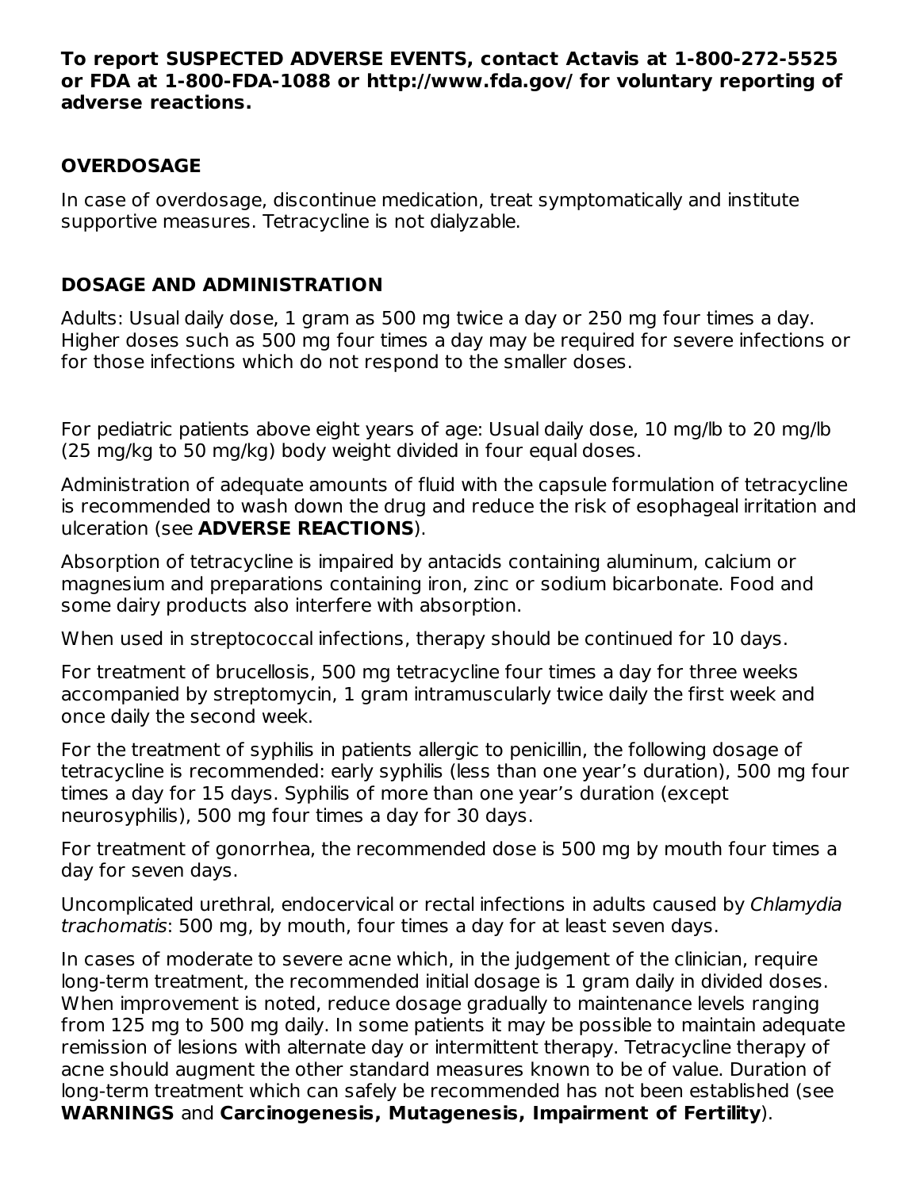**To report SUSPECTED ADVERSE EVENTS, contact Actavis at 1-800-272-5525 or FDA at 1-800-FDA-1088 or http://www.fda.gov/ for voluntary reporting of adverse reactions.**

## OVERDOSAGE

In case of overdosage, discontinue medication, treat symptomatically and institute supportive measures. Tetracycline is not dialyzable.

## DOSAGE AND ADMINISTRATION

Adults: Usual daily dose, 1 gram as 500 mg twice a day or 250 mg four times a day. Higher doses such as 500 mg four times a day may be required for severe infections or for those infections which do not respond to the smaller doses.

For pediatric patients above eight years of age: Usual daily dose, 10 mg/lb to 20 mg/lb (25 mg/kg to 50 mg/kg) body weight divided in four equal doses.

Administration of adequate amounts of fluid with the capsule formulation of tetracycline is recommended to wash down the drug and reduce the risk of esophageal irritation and ulceration (see **ADVERSE REACTIONS**).

Absorption of tetracycline is impaired by antacids containing aluminum, calcium or magnesium and preparations containing iron, zinc or sodium bicarbonate. Food and some dairy products also interfere with absorption.

When used in streptococcal infections, therapy should be continued for 10 days.

For treatment of brucellosis, 500 mg tetracycline four times a day for three weeks accompanied by streptomycin, 1 gram intramuscularly twice daily the first week and once daily the second week.

For the treatment of syphilis in patients allergic to penicillin, the following dosage of tetracycline is recommended: early syphilis (less than one year's duration), 500 mg four times a day for 15 days. Syphilis of more than one year's duration (except neurosyphilis), 500 mg four times a day for 30 days.

For treatment of gonorrhea, the recommended dose is 500 mg by mouth four times a day for seven days.

Uncomplicated urethral, endocervical or rectal infections in adults caused by *Chlamydia trachomatis*: 500 mg, by mouth, four times a day for at least seven days.

In cases of moderate to severe acne which, in the judgement of the clinician, require long-term treatment, the recommended initial dosage is 1 gram daily in divided doses. When improvement is noted, reduce dosage gradually to maintenance levels ranging from 125 mg to 500 mg daily. In some patients it may be possible to maintain adequate remission of lesions with alternate day or intermittent therapy. Tetracycline therapy of acne should augment the other standard measures known to be of value. Duration of long-term treatment which can safely be recommended has not been established (see **WARNINGS** and **Carcinogenesis, Mutagenesis, Impairment of Fertility**).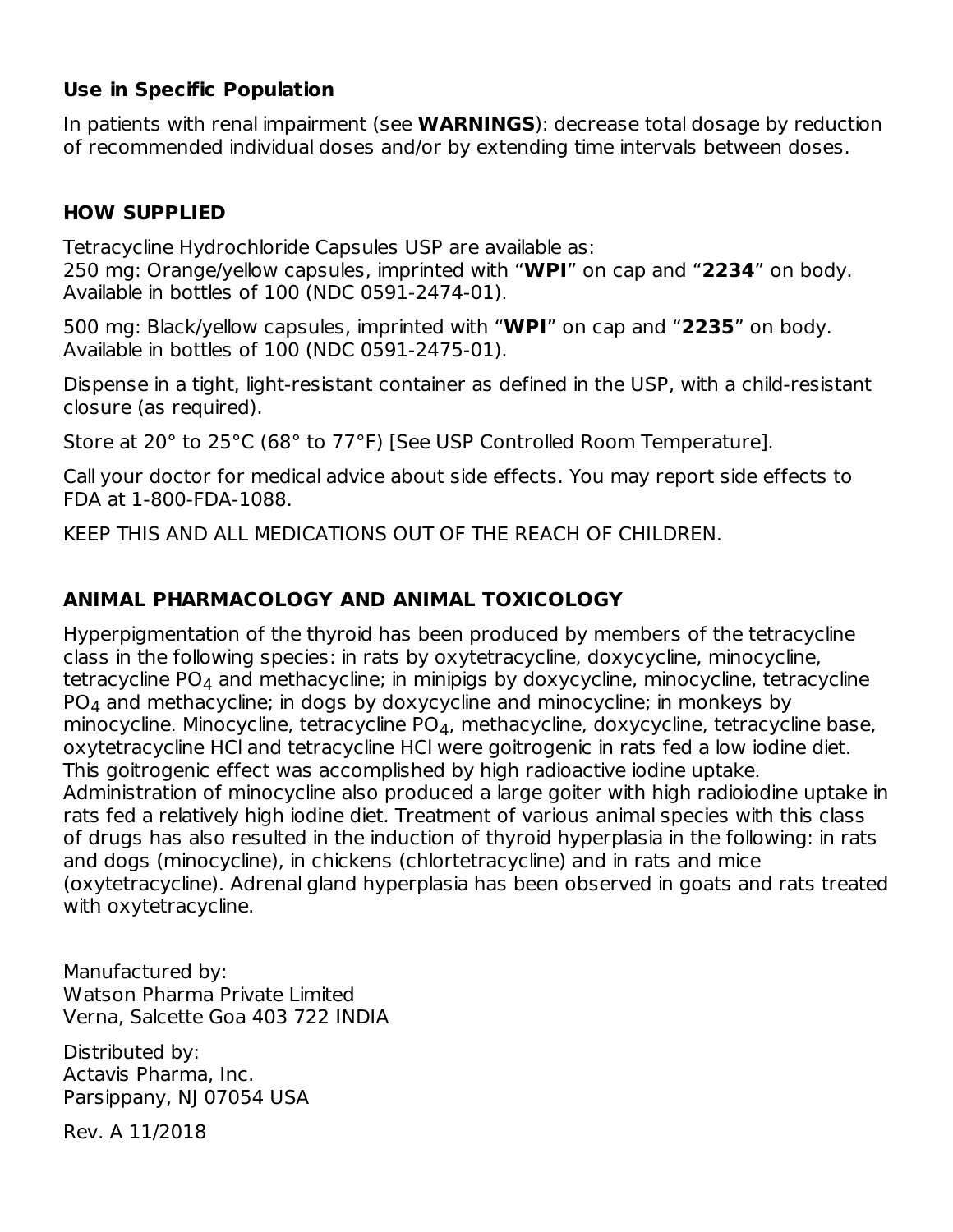### Use in Specific Population

In patients with renal impairment (see **WARNINGS**): decrease total dosage by reduction of recommended individual doses and/or by extending time intervals between doses.

## HOW SUPPLIED

Tetracycline Hydrochloride Capsules USP are available as:
250 mg: Orange/yellow capsules, imprinted with "**WPI**" on cap and "**2234**" on body. Available in bottles of 100 (NDC 0591-2474-01).

500 mg: Black/yellow capsules, imprinted with "**WPI**" on cap and "**2235**" on body. Available in bottles of 100 (NDC 0591-2475-01).

Dispense in a tight, light-resistant container as defined in the USP, with a child-resistant closure (as required).

Store at 20° to 25°C (68° to 77°F) [See USP Controlled Room Temperature].

Call your doctor for medical advice about side effects. You may report side effects to FDA at 1-800-FDA-1088.

KEEP THIS AND ALL MEDICATIONS OUT OF THE REACH OF CHILDREN.

## ANIMAL PHARMACOLOGY AND ANIMAL TOXICOLOGY

Hyperpigmentation of the thyroid has been produced by members of the tetracycline class in the following species: in rats by oxytetracycline, doxycycline, minocycline, tetracycline $PO_4$ and methacycline; in minipigs by doxycycline, minocycline, tetracycline $PO_4$ and methacycline; in dogs by doxycycline and minocycline; in monkeys by minocycline. Minocycline, tetracycline $PO_4$, methacycline, doxycycline, tetracycline base, oxytetracycline HCl and tetracycline HCl were goitrogenic in rats fed a low iodine diet. This goitrogenic effect was accomplished by high radioactive iodine uptake. Administration of minocycline also produced a large goiter with high radioiodine uptake in rats fed a relatively high iodine diet. Treatment of various animal species with this class of drugs has also resulted in the induction of thyroid hyperplasia in the following: in rats and dogs (minocycline), in chickens (chlortetracycline) and in rats and mice (oxytetracycline). Adrenal gland hyperplasia has been observed in goats and rats treated with oxytetracycline.

Manufactured by:
Watson Pharma Private Limited
Verna, Salcette Goa 403 722 INDIA

Distributed by:
Actavis Pharma, Inc.
Parsippany, NJ 07054 USA

Rev. A 11/2018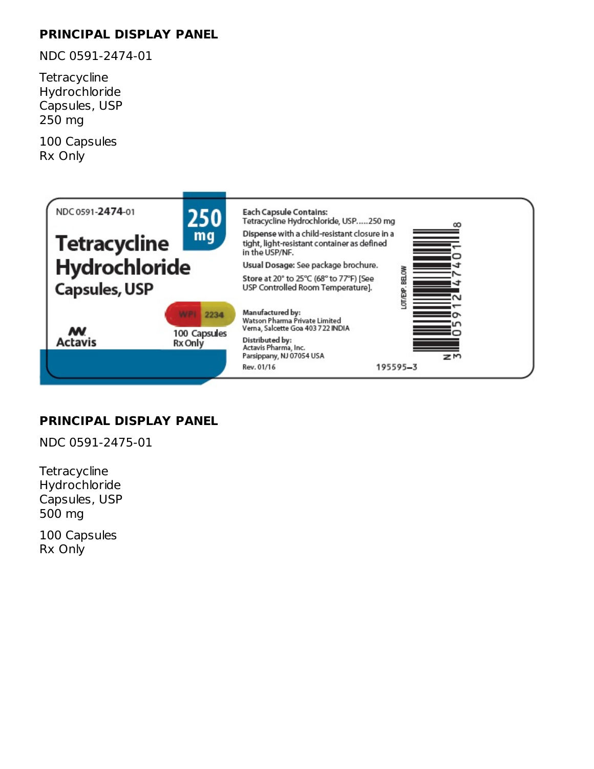## PRINCIPAL DISPLAY PANEL

NDC 0591-2474-01

Tetracycline Hydrochloride Capsules, USP 250 mg

100 Capsules
Rx Only

NDC 0591-**2474**-01

**Tetracycline Hydrochloride Capsules, USP**

**250 mg**

WPI 2234

100 Capsules
Rx Only

Actavis

**Each Capsule Contains:**
Tetracycline Hydrochloride, USP.....250 mg

**Dispense with a child-resistant closure in a tight, light-resistant container as defined in the USP/NF.**

**Usual Dosage:** See package brochure.

**Store at 20° to 25°C (68° to 77°F)** [See USP Controlled Room Temperature].

**Manufactured by:**
Watson Pharma Private Limited
Verna, Salcette Goa 403 722 INDIA

**Distributed by:**
Actavis Pharma, Inc.
Parsippany, NJ 07054 USA

Rev. 01/16

195595–3

LOT/EXP. BELOW

N 3 0591 2474 01 8

## PRINCIPAL DISPLAY PANEL

NDC 0591-2475-01

Tetracycline Hydrochloride Capsules, USP 500 mg

100 Capsules
Rx Only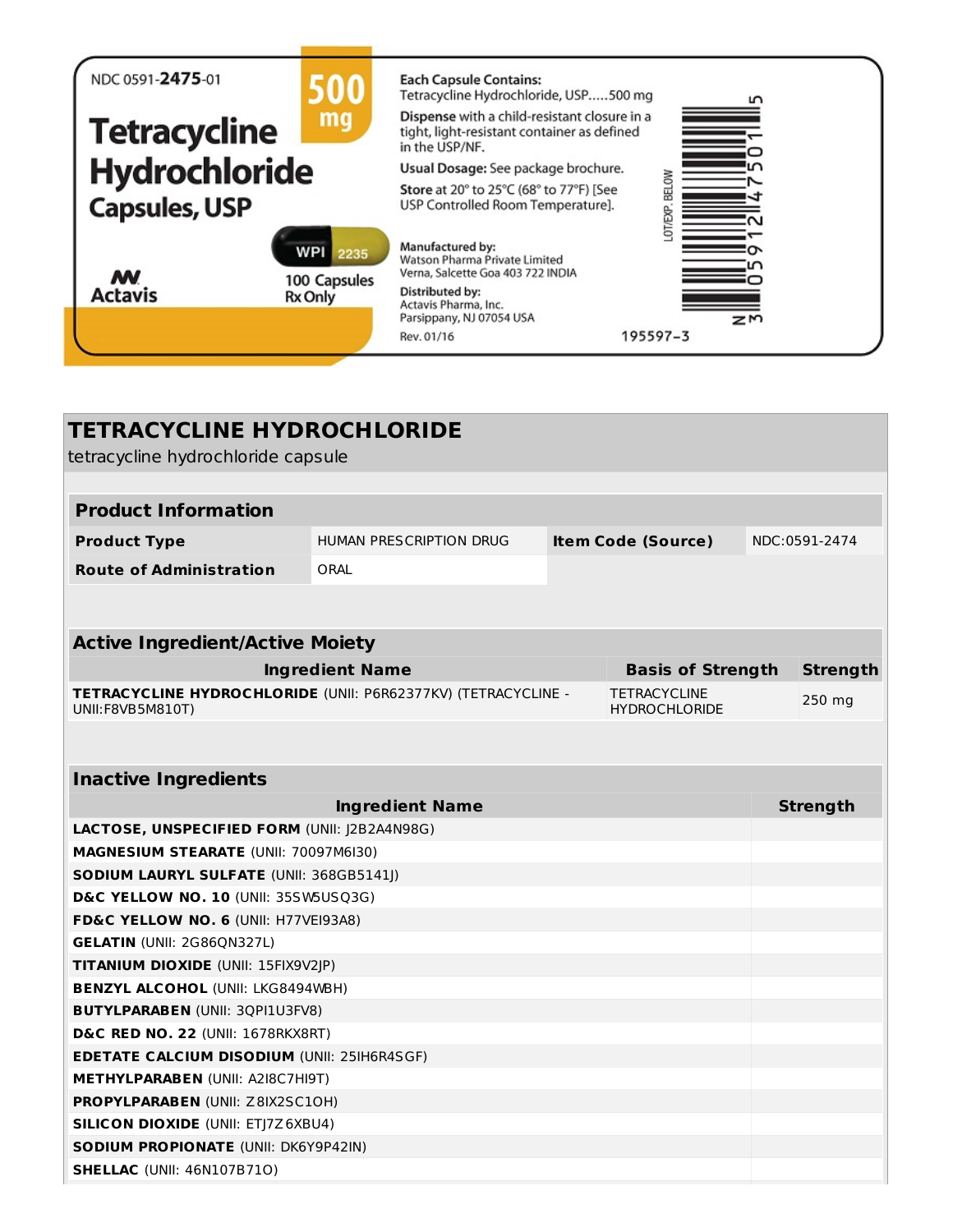NDC 0591-**2475**-01

**500 mg**

# Tetracycline Hydrochloride Capsules, USP

WPI 2235

Actavis

100 Capsules
Rx Only

**Each Capsule Contains:**
Tetracycline Hydrochloride, USP.....500 mg

**Dispense** with a child-resistant closure in a tight, light-resistant container as defined in the USP/NF.

**Usual Dosage:** See package brochure.

**Store** at 20° to 25°C (68° to 77°F) [See USP Controlled Room Temperature].

**Manufactured by:**
Watson Pharma Private Limited
Verna, Salcette Goa 403 722 INDIA

**Distributed by:**
Actavis Pharma, Inc.
Parsippany, NJ 07054 USA

Rev. 01/16

195597-3

LOT/EXP. BELOW

N 3 0591247501 5

## TETRACYCLINE HYDROCHLORIDE

tetracycline hydrochloride capsule

| Product Information | | | |
|---|---|---|---|
| **Product Type** | HUMAN PRESCRIPTION DRUG | **Item Code (Source)** | NDC:0591-2474 |
| **Route of Administration** | ORAL | | |

| Active Ingredient/Active Moiety | | |
|---|---|---|
| **Ingredient Name** | **Basis of Strength** | **Strength** |
| **TETRACYCLINE HYDROCHLORIDE** (UNII: P6R62377KV) (TETRACYCLINE - UNII:F8VB5M810T) | TETRACYCLINE HYDROCHLORIDE | 250 mg |

| Inactive Ingredients | |
|---|---|
| **Ingredient Name** | **Strength** |
| **LACTOSE, UNSPECIFIED FORM** (UNII: J2B2A4N98G) | |
| **MAGNESIUM STEARATE** (UNII: 70097M6I30) | |
| **SODIUM LAURYL SULFATE** (UNII: 368GB5141J) | |
| **D&C YELLOW NO. 10** (UNII: 35SW5USQ3G) | |
| **FD&C YELLOW NO. 6** (UNII: H77VEI93A8) | |
| **GELATIN** (UNII: 2G86QN327L) | |
| **TITANIUM DIOXIDE** (UNII: 15FIX9V2JP) | |
| **BENZYL ALCOHOL** (UNII: LKG8494WBH) | |
| **BUTYLPARABEN** (UNII: 3QPI1U3FV8) | |
| **D&C RED NO. 22** (UNII: 1678RKX8RT) | |
| **EDETATE CALCIUM DISODIUM** (UNII: 25IH6R4SGF) | |
| **METHYLPARABEN** (UNII: A2I8C7HI9T) | |
| **PROPYLPARABEN** (UNII: Z8IX2SC1OH) | |
| **SILICON DIOXIDE** (UNII: ETJ7Z6XBU4) | |
| **SODIUM PROPIONATE** (UNII: DK6Y9P42IN) | |
| **SHELLAC** (UNII: 46N107B71O) | |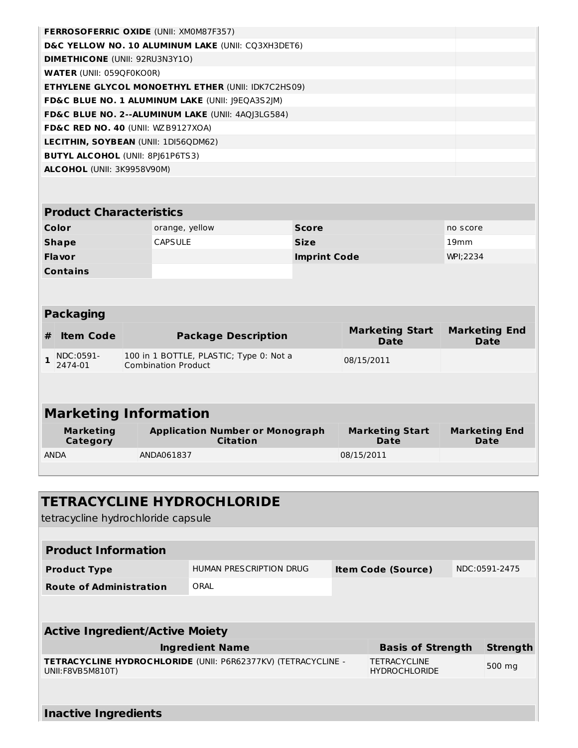| | |
|---|---|
| **FERROSOFERRIC OXIDE** (UNII: XM0M87F357) | |
| **D&C YELLOW NO. 10 ALUMINUM LAKE** (UNII: CQ3XH3DET6) | |
| **DIMETHICONE** (UNII: 92RU3N3Y1O) | |
| **WATER** (UNII: 059QF0KO0R) | |
| **ETHYLENE GLYCOL MONOETHYL ETHER** (UNII: IDK7C2HS09) | |
| **FD&C BLUE NO. 1 ALUMINUM LAKE** (UNII: J9EQA3S2JM) | |
| **FD&C BLUE NO. 2--ALUMINUM LAKE** (UNII: 4AQJ3LG584) | |
| **FD&C RED NO. 40** (UNII: WZB9127XOA) | |
| **LECITHIN, SOYBEAN** (UNII: 1DI56QDM62) | |
| **BUTYL ALCOHOL** (UNII: 8PJ61P6TS3) | |
| **ALCOHOL** (UNII: 3K9958V90M) | |

| **Product Characteristics** | | | |
|---|---|---|---|
| **Color** | orange, yellow | **Score** | no score |
| **Shape** | CAPSULE | **Size** | 19mm |
| **Flavor** | | **Imprint Code** | WPI;2234 |
| **Contains** | | | |

**Packaging**

| # | Item Code | Package Description | Marketing Start Date | Marketing End Date |
|---|---|---|---|---|
| 1 | NDC:0591-2474-01 | 100 in 1 BOTTLE, PLASTIC; Type 0: Not a Combination Product | 08/15/2011 | |

**Marketing Information**

| Marketing Category | Application Number or Monograph Citation | Marketing Start Date | Marketing End Date |
|---|---|---|---|
| ANDA | ANDA061837 | 08/15/2011 | |

## TETRACYCLINE HYDROCHLORIDE

tetracycline hydrochloride capsule

| **Product Information** | | | |
|---|---|---|---|
| **Product Type** | HUMAN PRESCRIPTION DRUG | **Item Code (Source)** | NDC:0591-2475 |
| **Route of Administration** | ORAL | | |

**Active Ingredient/Active Moiety**

| Ingredient Name | Basis of Strength | Strength |
|---|---|---|
| **TETRACYCLINE HYDROCHLORIDE** (UNII: P6R62377KV) (TETRACYCLINE - UNII:F8VB5M810T) | TETRACYCLINE HYDROCHLORIDE | 500 mg |

**Inactive Ingredients**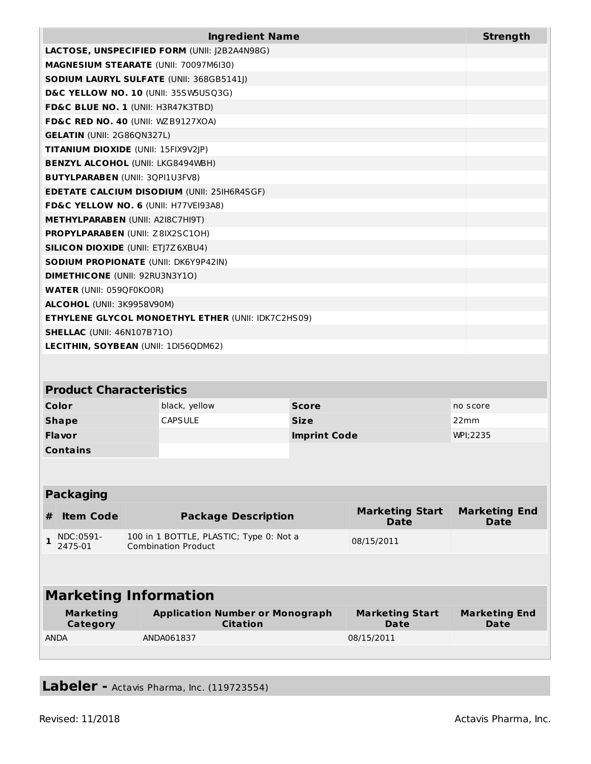| Ingredient Name | Strength |
|---|---|
| **LACTOSE, UNSPECIFIED FORM** (UNII: J2B2A4N98G) | |
| **MAGNESIUM STEARATE** (UNII: 70097M6I30) | |
| **SODIUM LAURYL SULFATE** (UNII: 368GB5141J) | |
| **D&C YELLOW NO. 10** (UNII: 35SW5USQ3G) | |
| **FD&C BLUE NO. 1** (UNII: H3R47K3TBD) | |
| **FD&C RED NO. 40** (UNII: WZB9127XOA) | |
| **GELATIN** (UNII: 2G86QN327L) | |
| **TITANIUM DIOXIDE** (UNII: 15FIX9V2JP) | |
| **BENZYL ALCOHOL** (UNII: LKG8494WBH) | |
| **BUTYLPARABEN** (UNII: 3QPI1U3FV8) | |
| **EDETATE CALCIUM DISODIUM** (UNII: 25IH6R4SGF) | |
| **FD&C YELLOW NO. 6** (UNII: H77VEI93A8) | |
| **METHYLPARABEN** (UNII: A2I8C7HI9T) | |
| **PROPYLPARABEN** (UNII: Z8IX2SC1OH) | |
| **SILICON DIOXIDE** (UNII: ETJ7Z6XBU4) | |
| **SODIUM PROPIONATE** (UNII: DK6Y9P42IN) | |
| **DIMETHICONE** (UNII: 92RU3N3Y1O) | |
| **WATER** (UNII: 059QF0KO0R) | |
| **ALCOHOL** (UNII: 3K9958V90M) | |
| **ETHYLENE GLYCOL MONOETHYL ETHER** (UNII: IDK7C2HS09) | |
| **SHELLAC** (UNII: 46N107B71O) | |
| **LECITHIN, SOYBEAN** (UNII: 1DI56QDM62) | |

## Product Characteristics

| | | | |
|---|---|---|---|
| **Color** | black, yellow | **Score** | no score |
| **Shape** | CAPSULE | **Size** | 22mm |
| **Flavor** | | **Imprint Code** | WPI;2235 |
| **Contains** | | | |

## Packaging

| # | Item Code | Package Description | Marketing Start Date | Marketing End Date |
|---|---|---|---|---|
| 1 | NDC:0591-2475-01 | 100 in 1 BOTTLE, PLASTIC; Type 0: Not a Combination Product | 08/15/2011 | |

## Marketing Information

| Marketing Category | Application Number or Monograph Citation | Marketing Start Date | Marketing End Date |
|---|---|---|---|
| ANDA | ANDA061837 | 08/15/2011 | |

## Labeler - Actavis Pharma, Inc. (119723554)

Revised: 11/2018

Actavis Pharma, Inc.